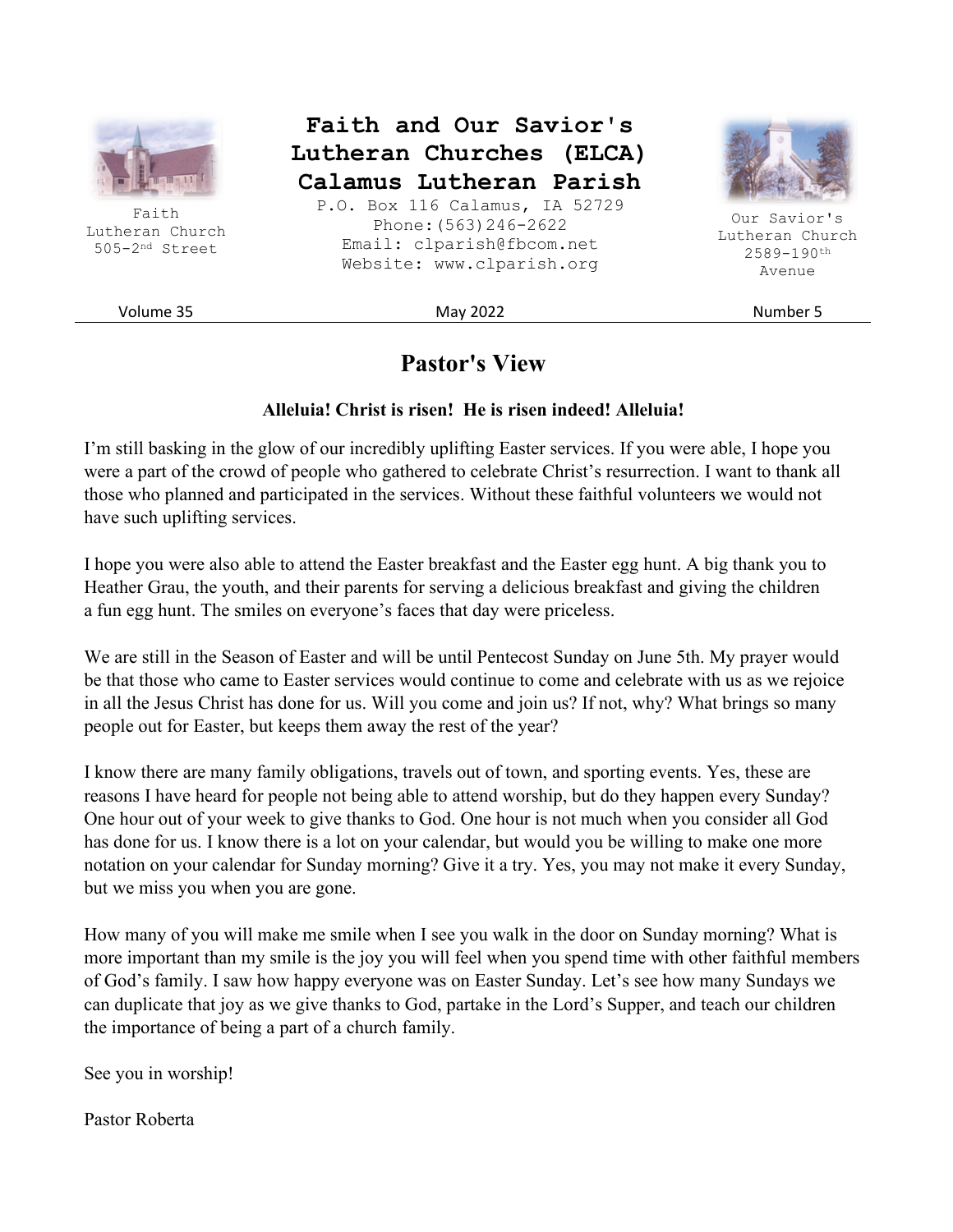Faith Lutheran Church
505-2nd Street

# Faith and Our Savior's Lutheran Churches (ELCA) Calamus Lutheran Parish

P.O. Box 116 Calamus, IA 52729
Phone:(563)246-2622
Email: clparish@fbcom.net
Website: www.clparish.org

Our Savior's Lutheran Church
2589-190th Avenue

Volume 35 | May 2022 | Number 5

## Pastor's View

**Alleluia! Christ is risen! He is risen indeed! Alleluia!**

I'm still basking in the glow of our incredibly uplifting Easter services. If you were able, I hope you were a part of the crowd of people who gathered to celebrate Christ's resurrection. I want to thank all those who planned and participated in the services. Without these faithful volunteers we would not have such uplifting services.

I hope you were also able to attend the Easter breakfast and the Easter egg hunt. A big thank you to Heather Grau, the youth, and their parents for serving a delicious breakfast and giving the children a fun egg hunt. The smiles on everyone's faces that day were priceless.

We are still in the Season of Easter and will be until Pentecost Sunday on June 5th. My prayer would be that those who came to Easter services would continue to come and celebrate with us as we rejoice in all the Jesus Christ has done for us. Will you come and join us? If not, why? What brings so many people out for Easter, but keeps them away the rest of the year?

I know there are many family obligations, travels out of town, and sporting events. Yes, these are reasons I have heard for people not being able to attend worship, but do they happen every Sunday? One hour out of your week to give thanks to God. One hour is not much when you consider all God has done for us. I know there is a lot on your calendar, but would you be willing to make one more notation on your calendar for Sunday morning? Give it a try. Yes, you may not make it every Sunday, but we miss you when you are gone.

How many of you will make me smile when I see you walk in the door on Sunday morning? What is more important than my smile is the joy you will feel when you spend time with other faithful members of God's family. I saw how happy everyone was on Easter Sunday. Let's see how many Sundays we can duplicate that joy as we give thanks to God, partake in the Lord's Supper, and teach our children the importance of being a part of a church family.

See you in worship!

Pastor Roberta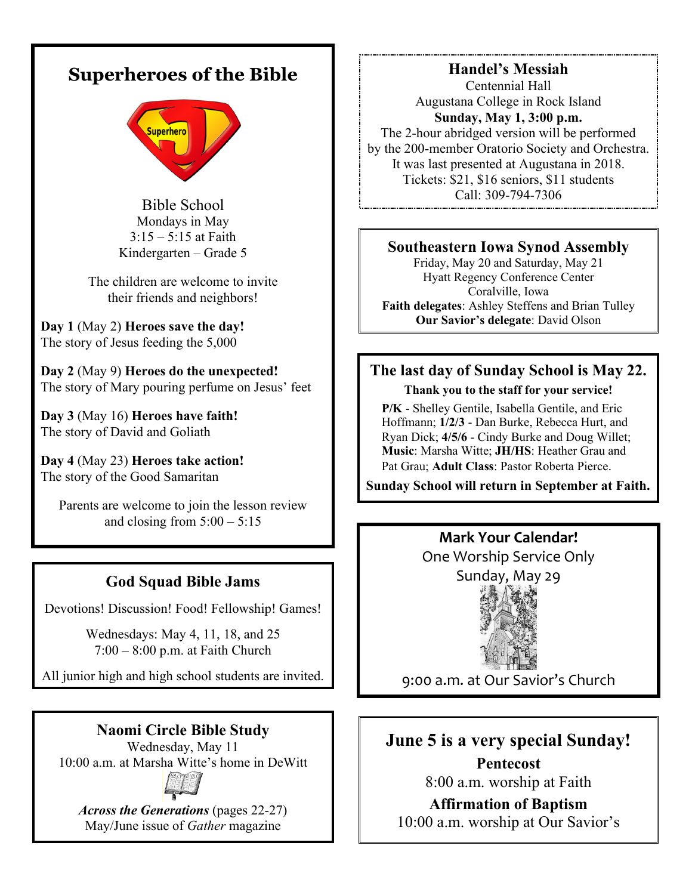## Superheroes of the Bible

Bible School
Mondays in May
3:15 – 5:15 at Faith
Kindergarten – Grade 5

The children are welcome to invite their friends and neighbors!

**Day 1** (May 2) **Heroes save the day!**
The story of Jesus feeding the 5,000

**Day 2** (May 9) **Heroes do the unexpected!**
The story of Mary pouring perfume on Jesus' feet

**Day 3** (May 16) **Heroes have faith!**
The story of David and Goliath

**Day 4** (May 23) **Heroes take action!**
The story of the Good Samaritan

Parents are welcome to join the lesson review and closing from 5:00 – 5:15

## God Squad Bible Jams

Devotions! Discussion! Food! Fellowship! Games!

Wednesdays: May 4, 11, 18, and 25
7:00 – 8:00 p.m. at Faith Church

All junior high and high school students are invited.

## Naomi Circle Bible Study

Wednesday, May 11
10:00 a.m. at Marsha Witte's home in DeWitt

***Across the Generations*** (pages 22-27)
May/June issue of *Gather* magazine

## Handel's Messiah

Centennial Hall
Augustana College in Rock Island
**Sunday, May 1, 3:00 p.m.**
The 2-hour abridged version will be performed by the 200-member Oratorio Society and Orchestra.
It was last presented at Augustana in 2018.
Tickets: $21, $16 seniors, $11 students
Call: 309-794-7306

## Southeastern Iowa Synod Assembly

Friday, May 20 and Saturday, May 21
Hyatt Regency Conference Center
Coralville, Iowa
**Faith delegates**: Ashley Steffens and Brian Tulley
**Our Savior's delegate**: David Olson

## The last day of Sunday School is May 22.

**Thank you to the staff for your service!**

**P/K** - Shelley Gentile, Isabella Gentile, and Eric Hoffmann; **1/2/3** - Dan Burke, Rebecca Hurt, and Ryan Dick; **4/5/6** - Cindy Burke and Doug Willet; **Music**: Marsha Witte; **JH/HS**: Heather Grau and Pat Grau; **Adult Class**: Pastor Roberta Pierce.

**Sunday School will return in September at Faith.**

## Mark Your Calendar!

One Worship Service Only
Sunday, May 29

9:00 a.m. at Our Savior's Church

## June 5 is a very special Sunday!

**Pentecost**
8:00 a.m. worship at Faith

**Affirmation of Baptism**
10:00 a.m. worship at Our Savior's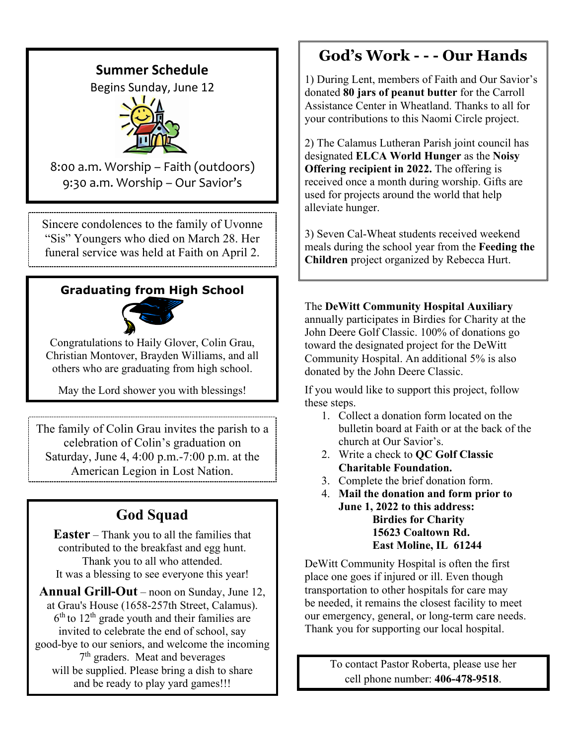## Summer Schedule

Begins Sunday, June 12

8:00 a.m. Worship – Faith (outdoors)
9:30 a.m. Worship – Our Savior's

Sincere condolences to the family of Uvonne "Sis" Youngers who died on March 28. Her funeral service was held at Faith on April 2.

### Graduating from High School

Congratulations to Haily Glover, Colin Grau, Christian Montover, Brayden Williams, and all others who are graduating from high school.

May the Lord shower you with blessings!

The family of Colin Grau invites the parish to a celebration of Colin's graduation on Saturday, June 4, 4:00 p.m.-7:00 p.m. at the American Legion in Lost Nation.

## God Squad

**Easter** – Thank you to all the families that contributed to the breakfast and egg hunt. Thank you to all who attended. It was a blessing to see everyone this year!

**Annual Grill-Out** – noon on Sunday, June 12, at Grau's House (1658-257th Street, Calamus). 6th to 12th grade youth and their families are invited to celebrate the end of school, say good-bye to our seniors, and welcome the incoming 7th graders. Meat and beverages will be supplied. Please bring a dish to share and be ready to play yard games!!!

## God's Work - - - Our Hands

1) During Lent, members of Faith and Our Savior's donated **80 jars of peanut butter** for the Carroll Assistance Center in Wheatland. Thanks to all for your contributions to this Naomi Circle project.

2) The Calamus Lutheran Parish joint council has designated **ELCA World Hunger** as the **Noisy Offering recipient in 2022.** The offering is received once a month during worship. Gifts are used for projects around the world that help alleviate hunger.

3) Seven Cal-Wheat students received weekend meals during the school year from the **Feeding the Children** project organized by Rebecca Hurt.

The **DeWitt Community Hospital Auxiliary** annually participates in Birdies for Charity at the John Deere Golf Classic. 100% of donations go toward the designated project for the DeWitt Community Hospital. An additional 5% is also donated by the John Deere Classic.

If you would like to support this project, follow these steps.

1. Collect a donation form located on the bulletin board at Faith or at the back of the church at Our Savior's.
2. Write a check to **QC Golf Classic Charitable Foundation.**
3. Complete the brief donation form.
4. **Mail the donation and form prior to June 1, 2022 to this address:**
   **Birdies for Charity**
   **15623 Coaltown Rd.**
   **East Moline, IL 61244**

DeWitt Community Hospital is often the first place one goes if injured or ill. Even though transportation to other hospitals for care may be needed, it remains the closest facility to meet our emergency, general, or long-term care needs. Thank you for supporting our local hospital.

To contact Pastor Roberta, please use her cell phone number: **406-478-9518**.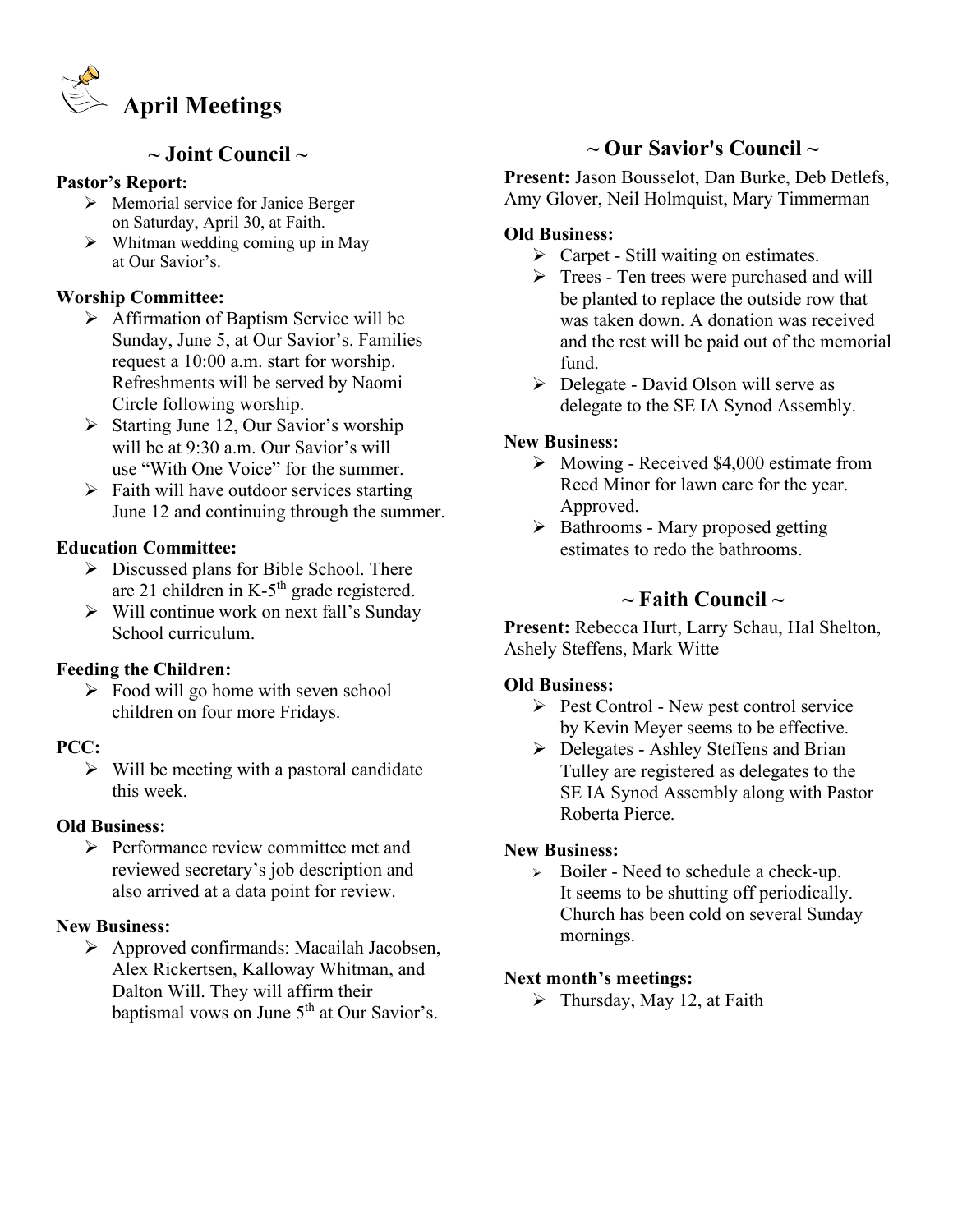# April Meetings

## ~ Joint Council ~

**Pastor's Report:**

- Memorial service for Janice Berger on Saturday, April 30, at Faith.
- Whitman wedding coming up in May at Our Savior's.

**Worship Committee:**

- Affirmation of Baptism Service will be Sunday, June 5, at Our Savior's. Families request a 10:00 a.m. start for worship. Refreshments will be served by Naomi Circle following worship.
- Starting June 12, Our Savior's worship will be at 9:30 a.m. Our Savior's will use "With One Voice" for the summer.
- Faith will have outdoor services starting June 12 and continuing through the summer.

**Education Committee:**

- Discussed plans for Bible School. There are 21 children in K-5th grade registered.
- Will continue work on next fall's Sunday School curriculum.

**Feeding the Children:**

- Food will go home with seven school children on four more Fridays.

**PCC:**

- Will be meeting with a pastoral candidate this week.

**Old Business:**

- Performance review committee met and reviewed secretary's job description and also arrived at a data point for review.

**New Business:**

- Approved confirmands: Macailah Jacobsen, Alex Rickertsen, Kalloway Whitman, and Dalton Will. They will affirm their baptismal vows on June 5th at Our Savior's.

## ~ Our Savior's Council ~

**Present:** Jason Bousselot, Dan Burke, Deb Detlefs, Amy Glover, Neil Holmquist, Mary Timmerman

**Old Business:**

- Carpet - Still waiting on estimates.
- Trees - Ten trees were purchased and will be planted to replace the outside row that was taken down. A donation was received and the rest will be paid out of the memorial fund.
- Delegate - David Olson will serve as delegate to the SE IA Synod Assembly.

**New Business:**

- Mowing - Received $4,000 estimate from Reed Minor for lawn care for the year. Approved.
- Bathrooms - Mary proposed getting estimates to redo the bathrooms.

## ~ Faith Council ~

**Present:** Rebecca Hurt, Larry Schau, Hal Shelton, Ashely Steffens, Mark Witte

**Old Business:**

- Pest Control - New pest control service by Kevin Meyer seems to be effective.
- Delegates - Ashley Steffens and Brian Tulley are registered as delegates to the SE IA Synod Assembly along with Pastor Roberta Pierce.

**New Business:**

- Boiler - Need to schedule a check-up. It seems to be shutting off periodically. Church has been cold on several Sunday mornings.

**Next month's meetings:**

- Thursday, May 12, at Faith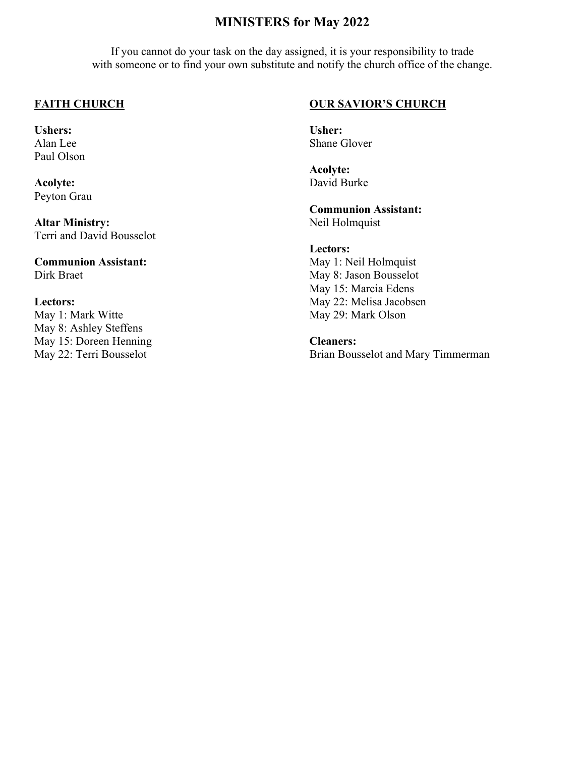# MINISTERS for May 2022

If you cannot do your task on the day assigned, it is your responsibility to trade with someone or to find your own substitute and notify the church office of the change.

## FAITH CHURCH

**Ushers:**
Alan Lee
Paul Olson

**Acolyte:**
Peyton Grau

**Altar Ministry:**
Terri and David Bousselot

**Communion Assistant:**
Dirk Braet

**Lectors:**
May 1: Mark Witte
May 8: Ashley Steffens
May 15: Doreen Henning
May 22: Terri Bousselot

## OUR SAVIOR'S CHURCH

**Usher:**
Shane Glover

**Acolyte:**
David Burke

**Communion Assistant:**
Neil Holmquist

**Lectors:**
May 1: Neil Holmquist
May 8: Jason Bousselot
May 15: Marcia Edens
May 22: Melisa Jacobsen
May 29: Mark Olson

**Cleaners:**
Brian Bousselot and Mary Timmerman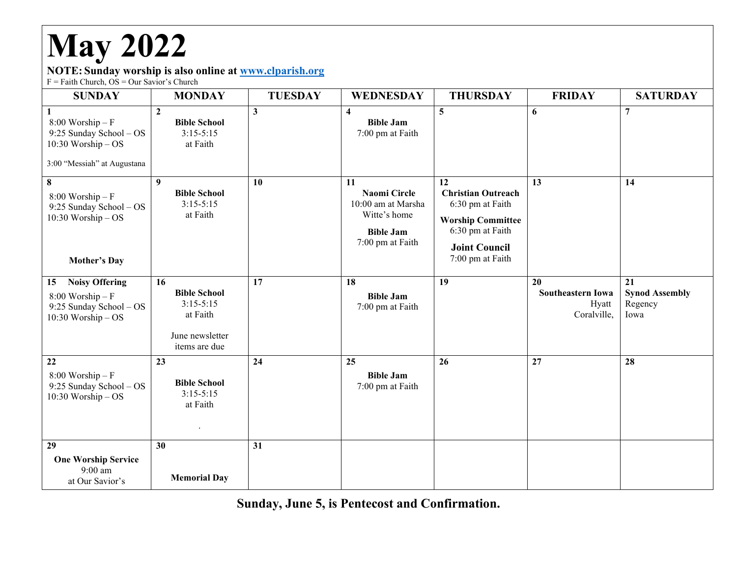# May 2022

**NOTE: Sunday worship is also online at [www.clparish.org](http://www.clparish.org)**

F = Faith Church, OS = Our Savior's Church

| SUNDAY | MONDAY | TUESDAY | WEDNESDAY | THURSDAY | FRIDAY | SATURDAY |
|---|---|---|---|---|---|---|
| **1**<br>8:00 Worship – F<br>9:25 Sunday School – OS<br>10:30 Worship – OS<br>3:00 "Messiah" at Augustana | **2**<br>**Bible School**<br>3:15-5:15<br>at Faith | **3** | **4**<br>**Bible Jam**<br>7:00 pm at Faith | **5** | **6** | **7** |
| **8**<br>8:00 Worship – F<br>9:25 Sunday School – OS<br>10:30 Worship – OS<br>**Mother's Day** | **9**<br>**Bible School**<br>3:15-5:15<br>at Faith | **10** | **11**<br>**Naomi Circle**<br>10:00 am at Marsha Witte's home<br>**Bible Jam**<br>7:00 pm at Faith | **12**<br>**Christian Outreach**<br>6:30 pm at Faith<br>**Worship Committee**<br>6:30 pm at Faith<br>**Joint Council**<br>7:00 pm at Faith | **13** | **14** |
| **15 Noisy Offering**<br>8:00 Worship – F<br>9:25 Sunday School – OS<br>10:30 Worship – OS | **16**<br>**Bible School**<br>3:15-5:15<br>at Faith<br>June newsletter items are due | **17** | **18**<br>**Bible Jam**<br>7:00 pm at Faith | **19** | **20**<br>**Southeastern Iowa**<br>Hyatt<br>Coralville, | **21**<br>**Synod Assembly**<br>Regency<br>Iowa |
| **22**<br>8:00 Worship – F<br>9:25 Sunday School – OS<br>10:30 Worship – OS | **23**<br>**Bible School**<br>3:15-5:15<br>at Faith<br>. | **24** | **25**<br>**Bible Jam**<br>7:00 pm at Faith | **26** | **27** | **28** |
| **29**<br>**One Worship Service**<br>9:00 am<br>at Our Savior's | **30**<br>**Memorial Day** | **31** | | | | |

**Sunday, June 5, is Pentecost and Confirmation.**